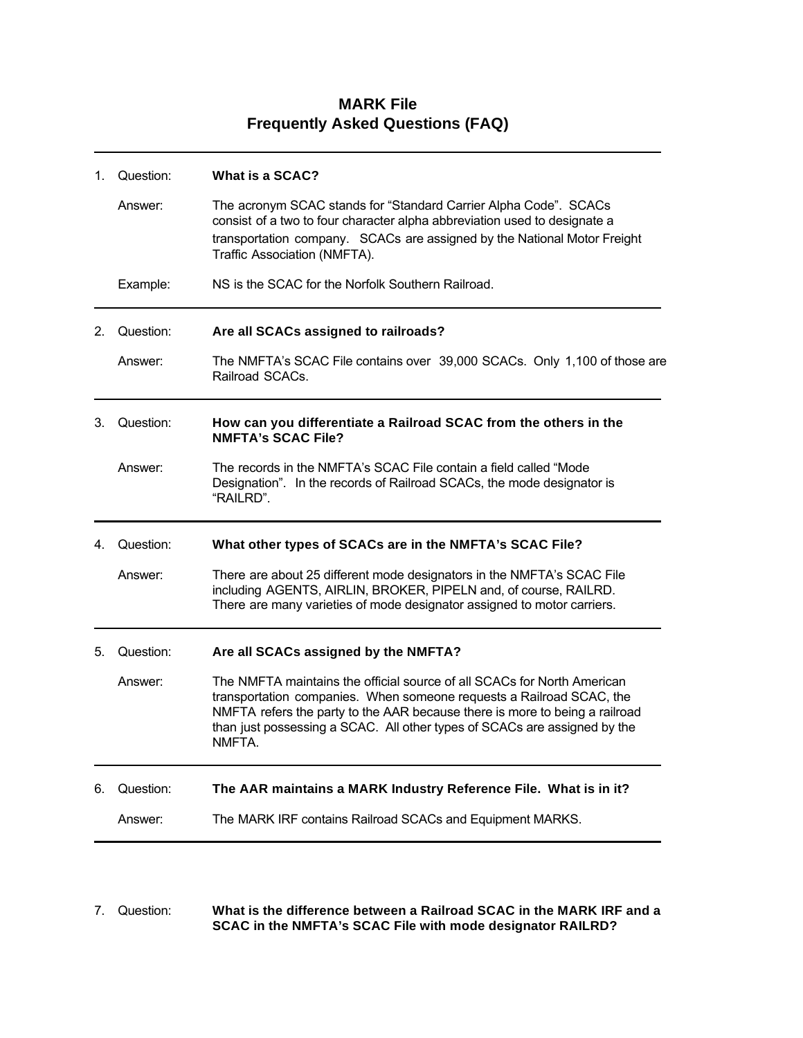# MARK File
## Frequently Asked Questions (FAQ)

---

1. Question: **What is a SCAC?**

   Answer: The acronym SCAC stands for "Standard Carrier Alpha Code". SCACs consist of a two to four character alpha abbreviation used to designate a transportation company. SCACs are assigned by the National Motor Freight Traffic Association (NMFTA).

   Example: NS is the SCAC for the Norfolk Southern Railroad.

---

2. Question: **Are all SCACs assigned to railroads?**

   Answer: The NMFTA's SCAC File contains over 39,000 SCACs. Only 1,100 of those are Railroad SCACs.

---

3. Question: **How can you differentiate a Railroad SCAC from the others in the NMFTA's SCAC File?**

   Answer: The records in the NMFTA's SCAC File contain a field called "Mode Designation". In the records of Railroad SCACs, the mode designator is "RAILRD".

---

4. Question: **What other types of SCACs are in the NMFTA's SCAC File?**

   Answer: There are about 25 different mode designators in the NMFTA's SCAC File including AGENTS, AIRLIN, BROKER, PIPELN and, of course, RAILRD. There are many varieties of mode designator assigned to motor carriers.

---

5. Question: **Are all SCACs assigned by the NMFTA?**

   Answer: The NMFTA maintains the official source of all SCACs for North American transportation companies. When someone requests a Railroad SCAC, the NMFTA refers the party to the AAR because there is more to being a railroad than just possessing a SCAC. All other types of SCACs are assigned by the NMFTA.

---

6. Question: **The AAR maintains a MARK Industry Reference File. What is in it?**

   Answer: The MARK IRF contains Railroad SCACs and Equipment MARKS.

---

7. Question: **What is the difference between a Railroad SCAC in the MARK IRF and a SCAC in the NMFTA's SCAC File with mode designator RAILRD?**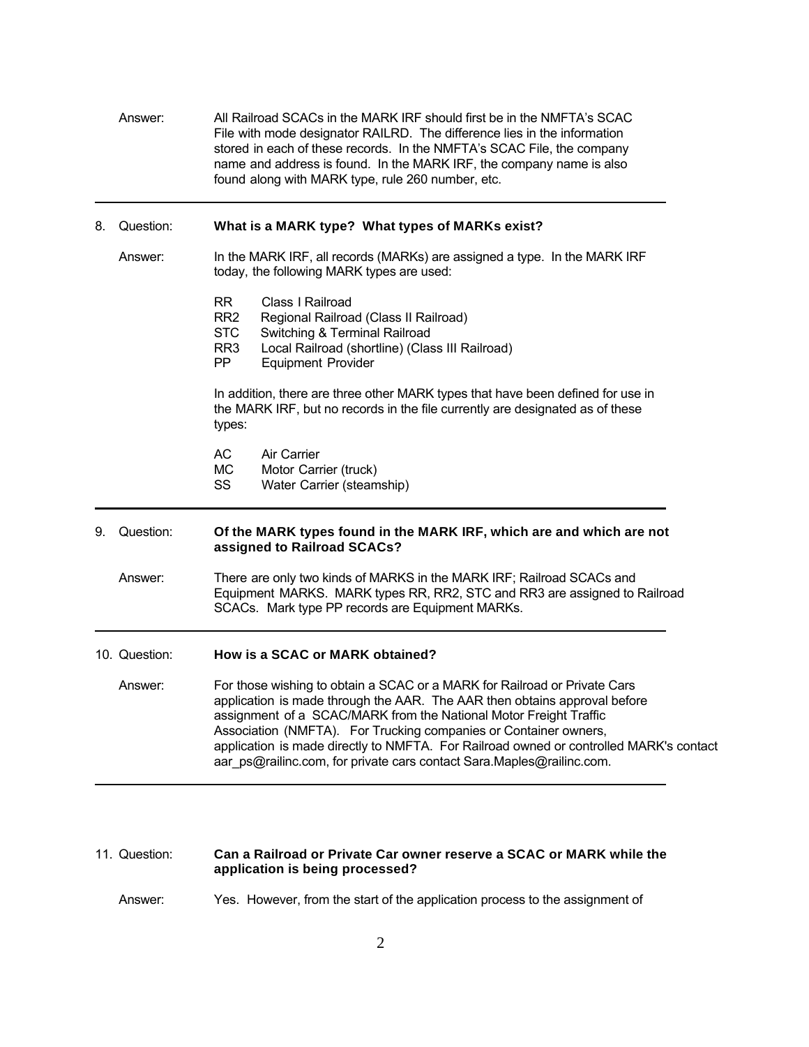Answer: All Railroad SCACs in the MARK IRF should first be in the NMFTA's SCAC File with mode designator RAILRD. The difference lies in the information stored in each of these records. In the NMFTA's SCAC File, the company name and address is found. In the MARK IRF, the company name is also found along with MARK type, rule 260 number, etc.

---

8. Question: **What is a MARK type? What types of MARKs exist?**

Answer: In the MARK IRF, all records (MARKs) are assigned a type. In the MARK IRF today, the following MARK types are used:

- RR Class I Railroad
- RR2 Regional Railroad (Class II Railroad)
- STC Switching & Terminal Railroad
- RR3 Local Railroad (shortline) (Class III Railroad)
- PP Equipment Provider

In addition, there are three other MARK types that have been defined for use in the MARK IRF, but no records in the file currently are designated as of these types:

- AC Air Carrier
- MC Motor Carrier (truck)
- SS Water Carrier (steamship)

---

9. Question: **Of the MARK types found in the MARK IRF, which are and which are not assigned to Railroad SCACs?**

Answer: There are only two kinds of MARKS in the MARK IRF; Railroad SCACs and Equipment MARKS. MARK types RR, RR2, STC and RR3 are assigned to Railroad SCACs. Mark type PP records are Equipment MARKs.

---

10. Question: **How is a SCAC or MARK obtained?**

Answer: For those wishing to obtain a SCAC or a MARK for Railroad or Private Cars application is made through the AAR. The AAR then obtains approval before assignment of a SCAC/MARK from the National Motor Freight Traffic Association (NMFTA). For Trucking companies or Container owners, application is made directly to NMFTA. For Railroad owned or controlled MARK's contact aar_ps@railinc.com, for private cars contact Sara.Maples@railinc.com.

---

11. Question: **Can a Railroad or Private Car owner reserve a SCAC or MARK while the application is being processed?**

Answer: Yes. However, from the start of the application process to the assignment of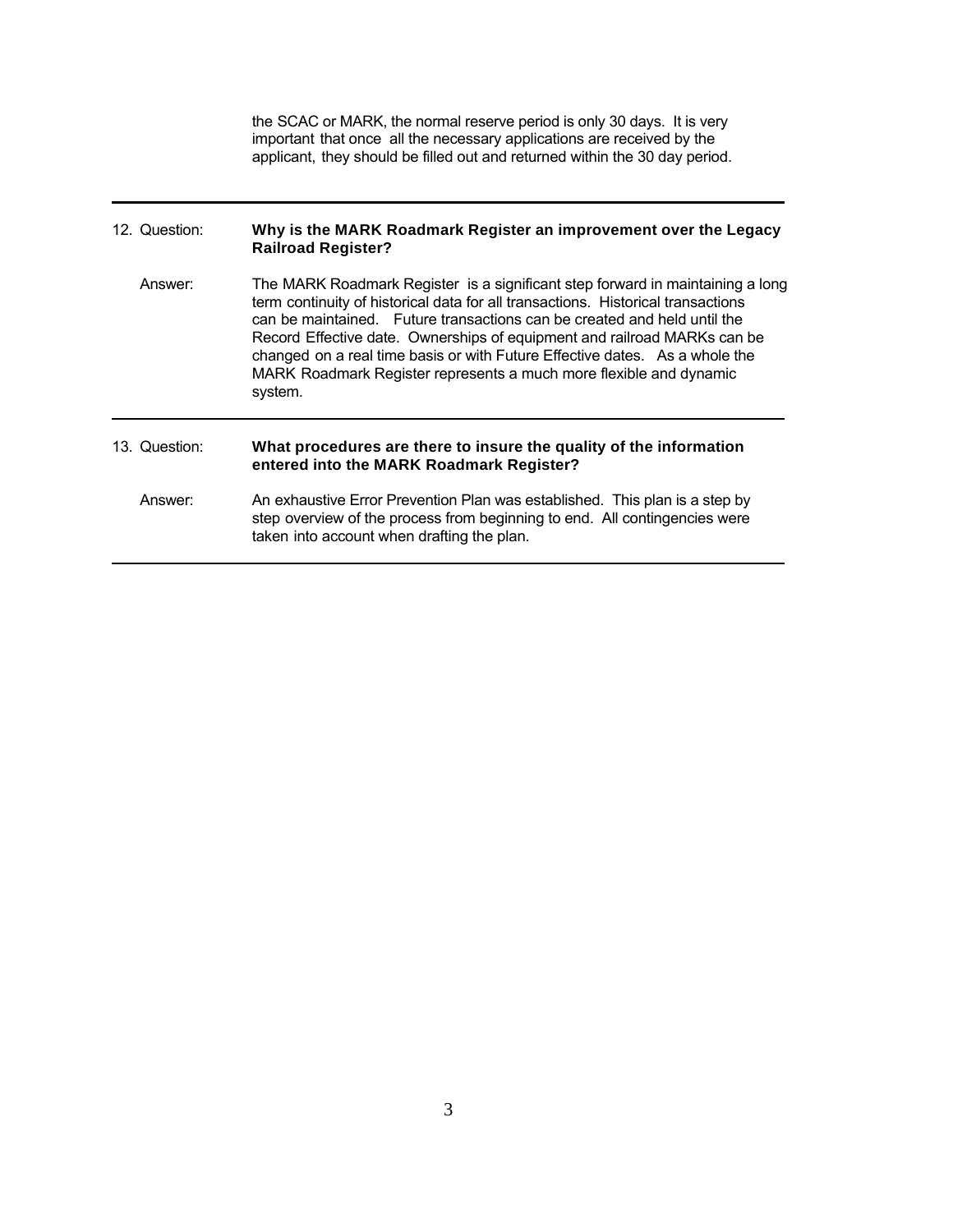the SCAC or MARK, the normal reserve period is only 30 days. It is very important that once all the necessary applications are received by the applicant, they should be filled out and returned within the 30 day period.

---

12. Question: **Why is the MARK Roadmark Register an improvement over the Legacy Railroad Register?**

Answer: The MARK Roadmark Register is a significant step forward in maintaining a long term continuity of historical data for all transactions. Historical transactions can be maintained. Future transactions can be created and held until the Record Effective date. Ownerships of equipment and railroad MARKs can be changed on a real time basis or with Future Effective dates. As a whole the MARK Roadmark Register represents a much more flexible and dynamic system.

---

13. Question: **What procedures are there to insure the quality of the information entered into the MARK Roadmark Register?**

Answer: An exhaustive Error Prevention Plan was established. This plan is a step by step overview of the process from beginning to end. All contingencies were taken into account when drafting the plan.

---